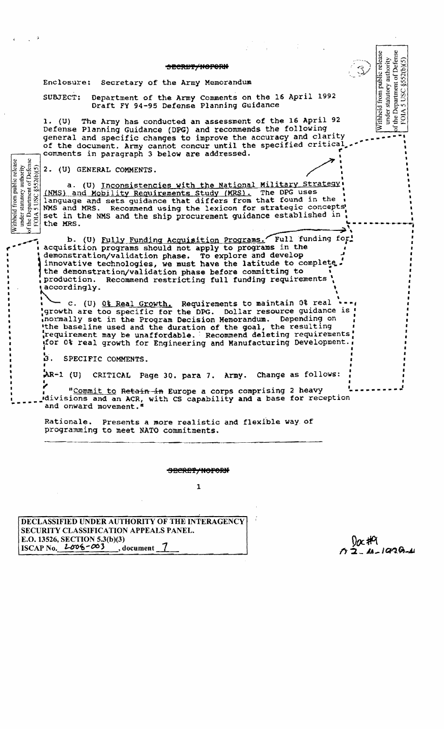~~SECRET/NOFORN~~

Enclosure: Secretary of the Army Memorandum

SUBJECT: Department of the Army Comments on the 16 April 1992 Draft FY 94-95 Defense Planning Guidance

1. (U) The Army has conducted an assessment of the 16 April 92 Defense Planning Guidance (DPG) and recommends the following general and specific changes to improve the accuracy and clarity of the document. Army cannot concur until the specified critical comments in paragraph 3 below are addressed.

Withheld from public release under statutory authority of the Department of Defense FOIA 5 USC §552(b)(5)

2. (U) GENERAL COMMENTS.

a. (U) Inconsistencies with the National Military Strategy (NMS) and Mobility Requirements Study (MRS). The DPG uses language and sets guidance that differs from that found in the NMS and MRS. Recommend using the lexicon for strategic concepts set in the NMS and the ship procurement guidance established in the MRS.

b. (U) Fully Funding Acquisition Programs. Full funding for acquisition programs should not apply to programs in the demonstration/validation phase. To explore and develop innovative technologies, we must have the latitude to complete the demonstration/validation phase before committing to production. Recommend restricting full funding requirements accordingly.

c. (U) 0% Real Growth. Requirements to maintain 0% real growth are too specific for the DPG. Dollar resource guidance is normally set in the Program Decision Memorandum. Depending on the baseline used and the duration of the goal, the resulting requirement may be unaffordable. Recommend deleting requirements for 0% real growth for Engineering and Manufacturing Development.

3. SPECIFIC COMMENTS.

AR-1 (U) CRITICAL Page 30. para 7. Army. Change as follows:

"Commit to ~~Retain in~~ Europe a corps comprising 2 heavy divisions and an ACR, with CS capability and a base for reception and onward movement."

Rationale. Presents a more realistic and flexible way of programming to meet NATO commitments.

~~SECRET/NOFORN~~

DECLASSIFIED UNDER AUTHORITY OF THE INTERAGENCY SECURITY CLASSIFICATION APPEALS PANEL.
E.O. 13526, SECTION 5.3(b)(3)
ISCAP No. 2008-003, document 7

Doc #9
02-M-1029-A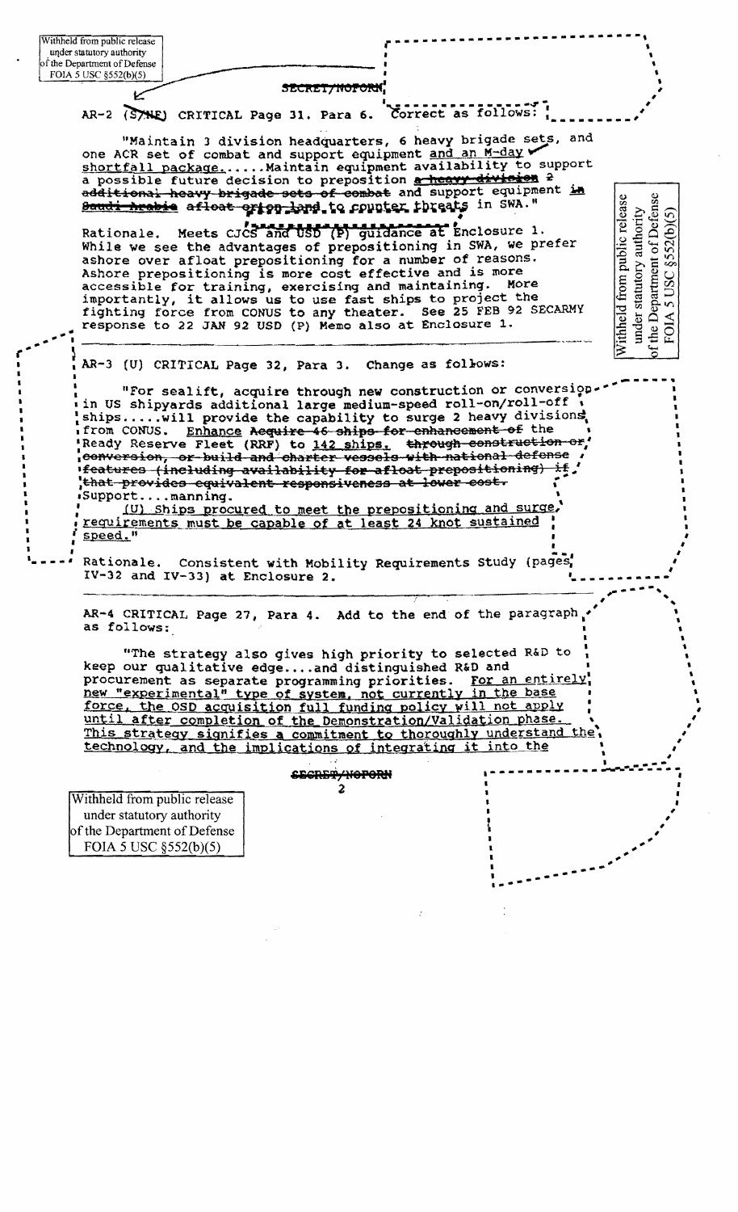Withheld from public release under statutory authority of the Department of Defense FOIA 5 USC §552(b)(5)

SECRET/NOFORN

AR-2 (S/NF) CRITICAL Page 31. Para 6. Correct as follows:

"Maintain 3 division headquarters, 6 heavy brigade sets, and one ACR set of combat and support equipment and an M-day shortfall package......Maintain equipment availability to support a possible future decision to preposition ~~a heavy division~~ 2 ~~additional heavy brigade sets of combat~~ and support equipment ~~in Saudi Arabia~~ afloat or on land to counter threats in SWA."

Rationale. Meets CJCS and USD (P) guidance at Enclosure 1. While we see the advantages of prepositioning in SWA, we prefer ashore over afloat prepositioning for a number of reasons. Ashore prepositioning is more cost effective and is more accessible for training, exercising and maintaining. More importantly, it allows us to use fast ships to project the fighting force from CONUS to any theater. See 25 FEB 92 SECARMY response to 22 JAN 92 USD (P) Memo also at Enclosure 1.

Withheld from public release under statutory authority of the Department of Defense FOIA 5 USC §552(b)(5)

AR-3 (U) CRITICAL Page 32, Para 3. Change as follows:

"For sealift, acquire through new construction or conversion in US shipyards additional large medium-speed roll-on/roll-off ships.....will provide the capability to surge 2 heavy divisions from CONUS. Enhance ~~Acquire 46 ships for enhancement of~~ the Ready Reserve Fleet (RRF) to 142 ships. ~~through construction or, conversion, or build and charter vessels with national defense features (including availability for afloat prepositioning) if that provides equivalent responsiveness at lower cost.~~ Support....manning.

(U) Ships procured to meet the prepositioning and surge requirements must be capable of at least 24 knot sustained speed."

Rationale. Consistent with Mobility Requirements Study (pages IV-32 and IV-33) at Enclosure 2.

AR-4 CRITICAL Page 27, Para 4. Add to the end of the paragraph as follows:

"The strategy also gives high priority to selected R&D to keep our qualitative edge....and distinguished R&D and procurement as separate programming priorities. For an entirely new "experimental" type of system, not currently in the base force, the OSD acquisition full funding policy will not apply until after completion of the Demonstration/Validation phase. This strategy signifies a commitment to thoroughly understand the technology, and the implications of integrating it into the

SECRET/NOFORN

Withheld from public release under statutory authority of the Department of Defense FOIA 5 USC §552(b)(5)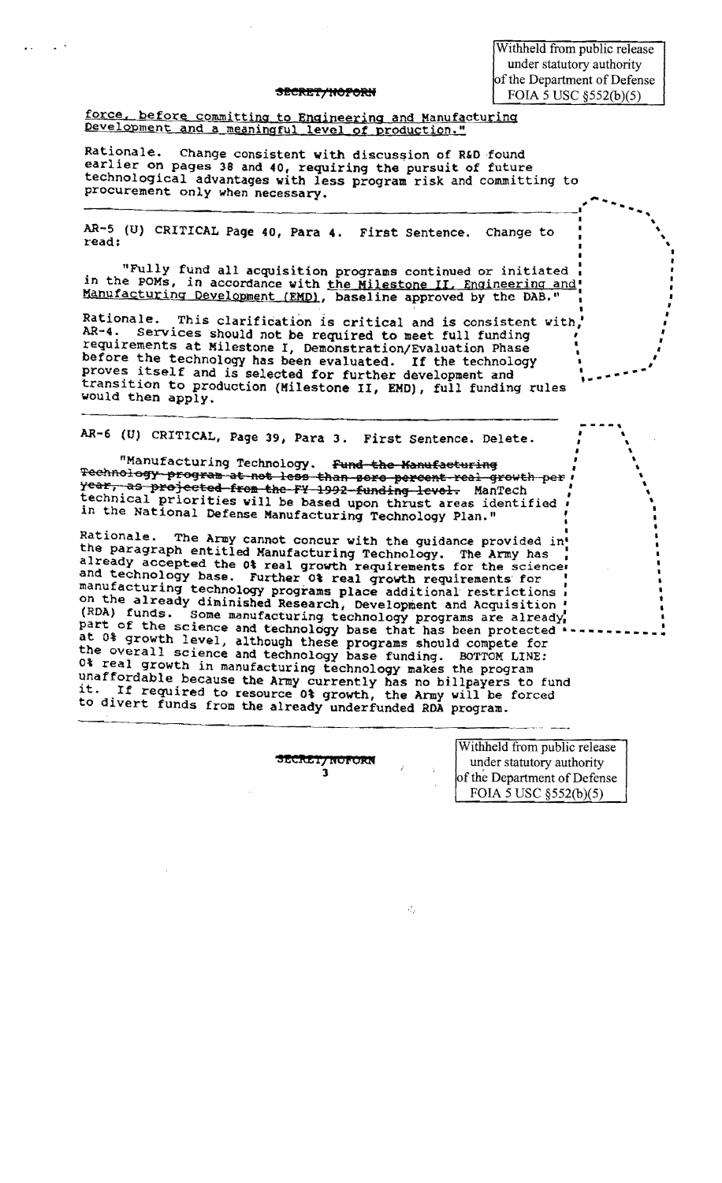Withheld from public release under statutory authority of the Department of Defense FOIA 5 USC §552(b)(5)

SECRET/NOFORN

force, before committing to Engineering and Manufacturing Development and a meaningful level of production."

Rationale. Change consistent with discussion of R&D found earlier on pages 38 and 40, requiring the pursuit of future technological advantages with less program risk and committing to procurement only when necessary.

---

AR-5 (U) CRITICAL Page 40, Para 4. First Sentence. Change to read:

"Fully fund all acquisition programs continued or initiated in the POMs, in accordance with the Milestone II, Engineering and Manufacturing Development (EMD), baseline approved by the DAB."

Rationale. This clarification is critical and is consistent with AR-4. Services should not be required to meet full funding requirements at Milestone I, Demonstration/Evaluation Phase before the technology has been evaluated. If the technology proves itself and is selected for further development and transition to production (Milestone II, EMD), full funding rules would then apply.

---

AR-6 (U) CRITICAL, Page 39, Para 3. First Sentence. Delete.

"Manufacturing Technology. ~~Fund the Manufacturing Technology program at not less than zero percent real growth per year, as projected from the FY 1992 funding level.~~ ManTech technical priorities will be based upon thrust areas identified in the National Defense Manufacturing Technology Plan."

Rationale. The Army cannot concur with the guidance provided in the paragraph entitled Manufacturing Technology. The Army has already accepted the 0% real growth requirements for the science and technology base. Further 0% real growth requirements for manufacturing technology programs place additional restrictions on the already diminished Research, Development and Acquisition (RDA) funds. Some manufacturing technology programs are already part of the science and technology base that has been protected at 0% growth level, although these programs should compete for the overall science and technology base funding. BOTTOM LINE: 0% real growth in manufacturing technology makes the program unaffordable because the Army currently has no billpayers to fund it. If required to resource 0% growth, the Army will be forced to divert funds from the already underfunded RDA program.

---

SECRET/NOFORN

Withheld from public release under statutory authority of the Department of Defense FOIA 5 USC §552(b)(5)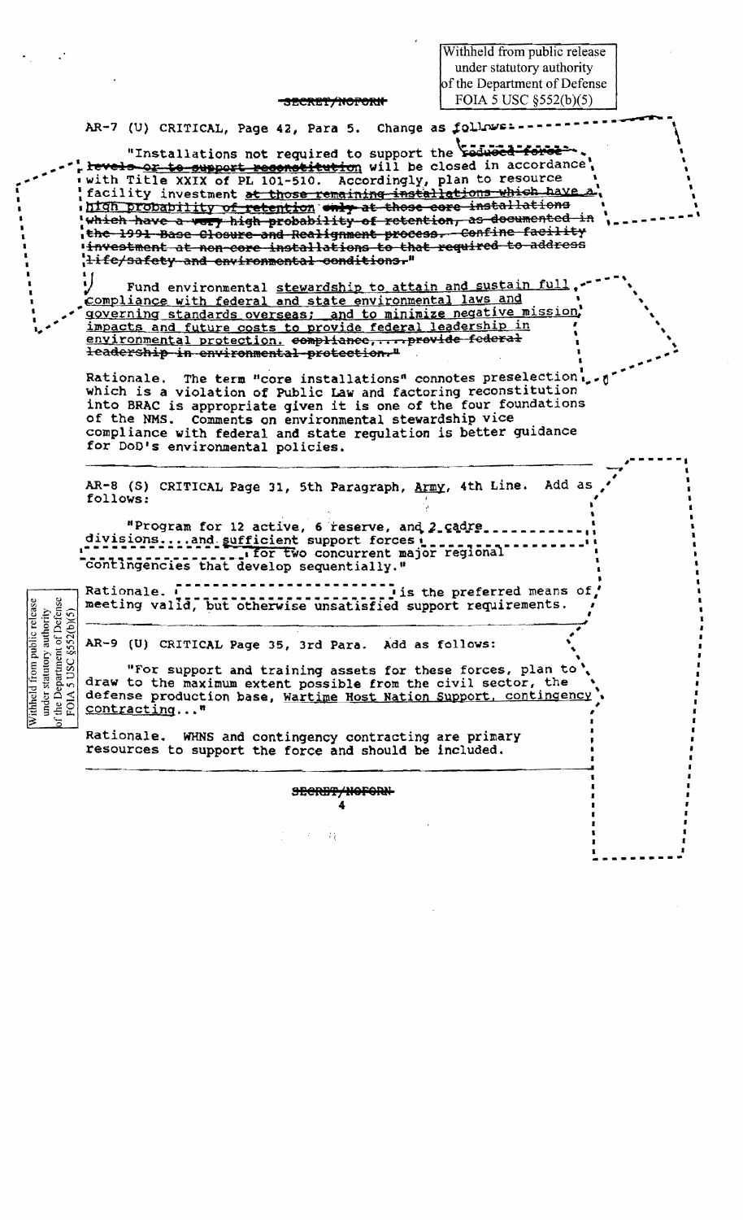Withheld from public release under statutory authority of the Department of Defense FOIA 5 USC §552(b)(5)

SECRET/NOFORN

AR-7 (U) CRITICAL, Page 42, Para 5. Change as follows:

"Installations not required to support the ~~reduced force levels or to support reconstitution~~ will be closed in accordance with Title XXIX of PL 101-510. Accordingly, plan to resource facility investment ~~at those remaining installations which have a~~ high probability of retention ~~only at those core installations which have a very high probability of retention, as documented in the 1991 Base Closure and Realignment process. Confine facility investment at non-core installations to that required to address life/safety and environmental conditions.~~"

Fund environmental stewardship to attain and sustain full compliance with federal and state environmental laws and governing standards overseas; and to minimize negative mission impacts and future costs to provide federal leadership in environmental protection. ~~compliance, ... provide federal leadership in environmental protection.~~"

Rationale. The term "core installations" connotes preselection which is a violation of Public Law and factoring reconstitution into BRAC is appropriate given it is one of the four foundations of the NMS. Comments on environmental stewardship vice compliance with federal and state regulation is better guidance for DoD's environmental policies.

---

AR-8 (S) CRITICAL Page 31, 5th Paragraph, Army, 4th Line. Add as follows:

"Program for 12 active, 6 reserve, and 2 cadre divisions....and sufficient support forces [withheld] for two concurrent major regional contingencies that develop sequentially."

Rationale. [withheld] is the preferred means of meeting valid, but otherwise unsatisfied support requirements.

Withheld from public release under statutory authority of the Department of Defense FOIA 5 USC §552(b)(5)

---

AR-9 (U) CRITICAL Page 35, 3rd Para. Add as follows:

"For support and training assets for these forces, plan to draw to the maximum extent possible from the civil sector, the defense production base, Wartime Host Nation Support, contingency contracting..."

Rationale. WHNS and contingency contracting are primary resources to support the force and should be included.

SECRET/NOFORN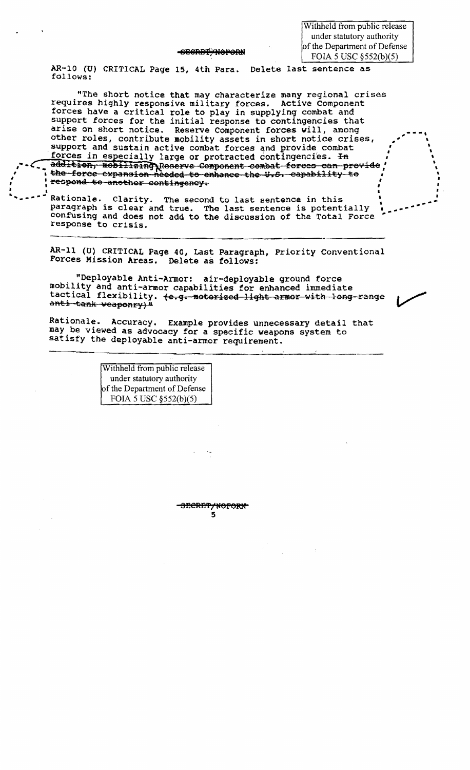Withheld from public release under statutory authority of the Department of Defense FOIA 5 USC §552(b)(5)

~~SECRET/NOFORN~~

AR-10 (U) CRITICAL Page 15, 4th Para. Delete last sentence as follows:

"The short notice that may characterize many regional crises requires highly responsive military forces. Active Component forces have a critical role to play in supplying combat and support forces for the initial response to contingencies that arise on short notice. Reserve Component forces will, among other roles, contribute mobility assets in short notice crises, support and sustain active combat forces and provide combat forces in especially large or protracted contingencies. ~~In addition, mobilizing Reserve Component combat forces can provide the force expansion needed to enhance the U.S. capability to respond to another contingency.~~"

Rationale. Clarity. The second to last sentence in this paragraph is clear and true. The last sentence is potentially confusing and does not add to the discussion of the Total Force response to crisis.

---

AR-11 (U) CRITICAL Page 40, Last Paragraph, Priority Conventional Forces Mission Areas. Delete as follows:

"Deployable Anti-Armor: air-deployable ground force mobility and anti-armor capabilities for enhanced immediate tactical flexibility. ~~(e.g. motorized light armor with long-range anti-tank weaponry)~~"

Rationale. Accuracy. Example provides unnecessary detail that may be viewed as advocacy for a specific weapons system to satisfy the deployable anti-armor requirement.

---

Withheld from public release under statutory authority of the Department of Defense FOIA 5 USC §552(b)(5)

~~SECRET/NOFORN~~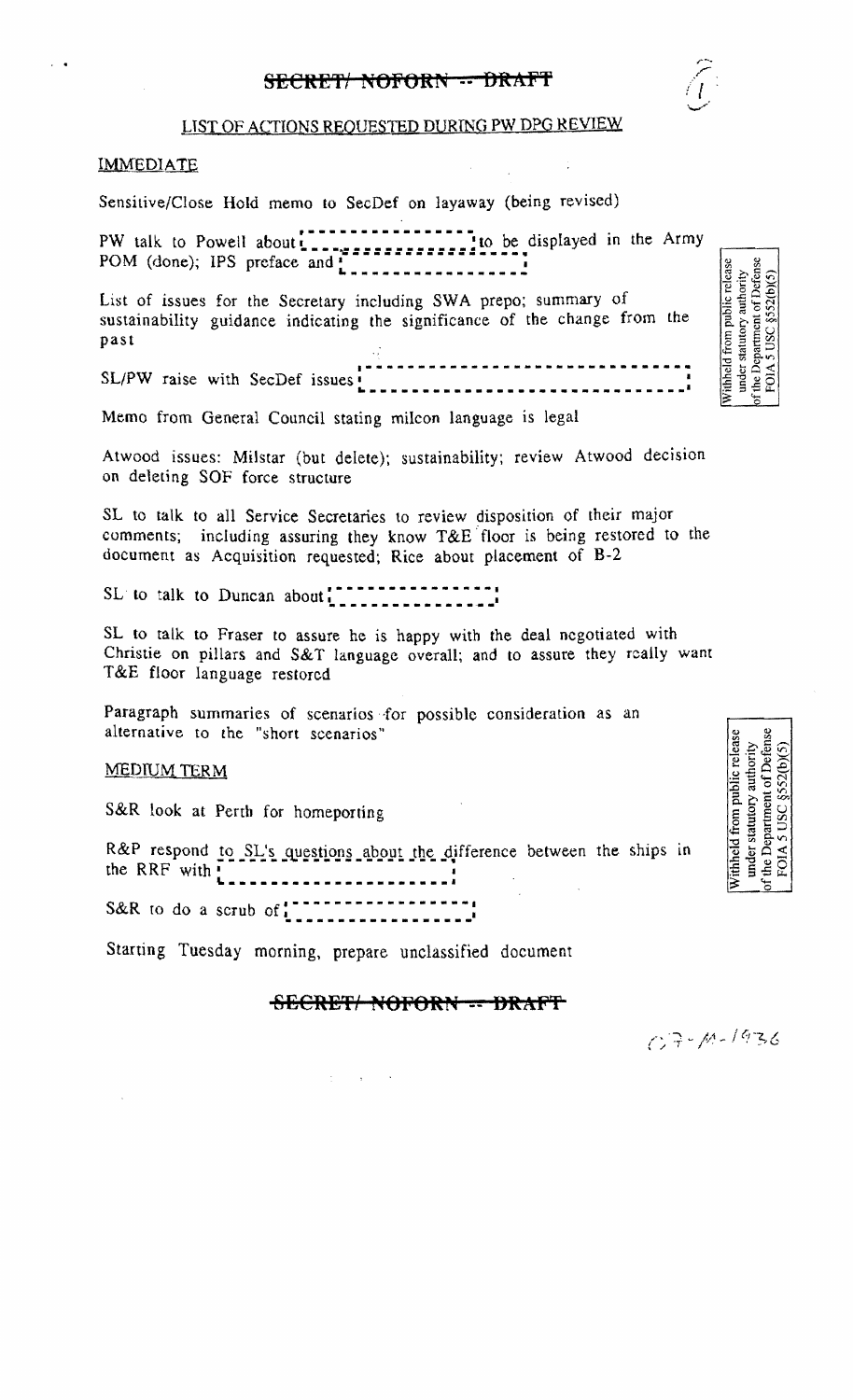~~SECRET/ NOFORN -- DRAFT~~

LIST OF ACTIONS REQUESTED DURING PW DPG REVIEW

IMMEDIATE

Sensitive/Close Hold memo to SecDef on layaway (being revised)

PW talk to Powell about [ ] to be displayed in the Army POM (done); IPS preface and [ ]

List of issues for the Secretary including SWA prepo; summary of sustainability guidance indicating the significance of the change from the past

SL/PW raise with SecDef issues [ ]

Withheld from public release under statutory authority of the Department of Defense FOIA 5 USC §552(b)(5)

Memo from General Council stating milcon language is legal

Atwood issues: Milstar (but delete); sustainability; review Atwood decision on deleting SOF force structure

SL to talk to all Service Secretaries to review disposition of their major comments; including assuring they know T&E floor is being restored to the document as Acquisition requested; Rice about placement of B-2

SL to talk to Duncan about [ ]

SL to talk to Fraser to assure he is happy with the deal negotiated with Christie on pillars and S&T language overall; and to assure they really want T&E floor language restored

Paragraph summaries of scenarios for possible consideration as an alternative to the "short scenarios"

MEDIUM TERM

S&R look at Perth for homeporting

R&P respond to SL's questions about the difference between the ships in the RRF with [ ]

S&R to do a scrub of [ ]

Withheld from public release under statutory authority of the Department of Defense FOIA 5 USC §552(b)(5)

Starting Tuesday morning, prepare unclassified document

~~SECRET/ NOFORN -- DRAFT~~

07-M-1936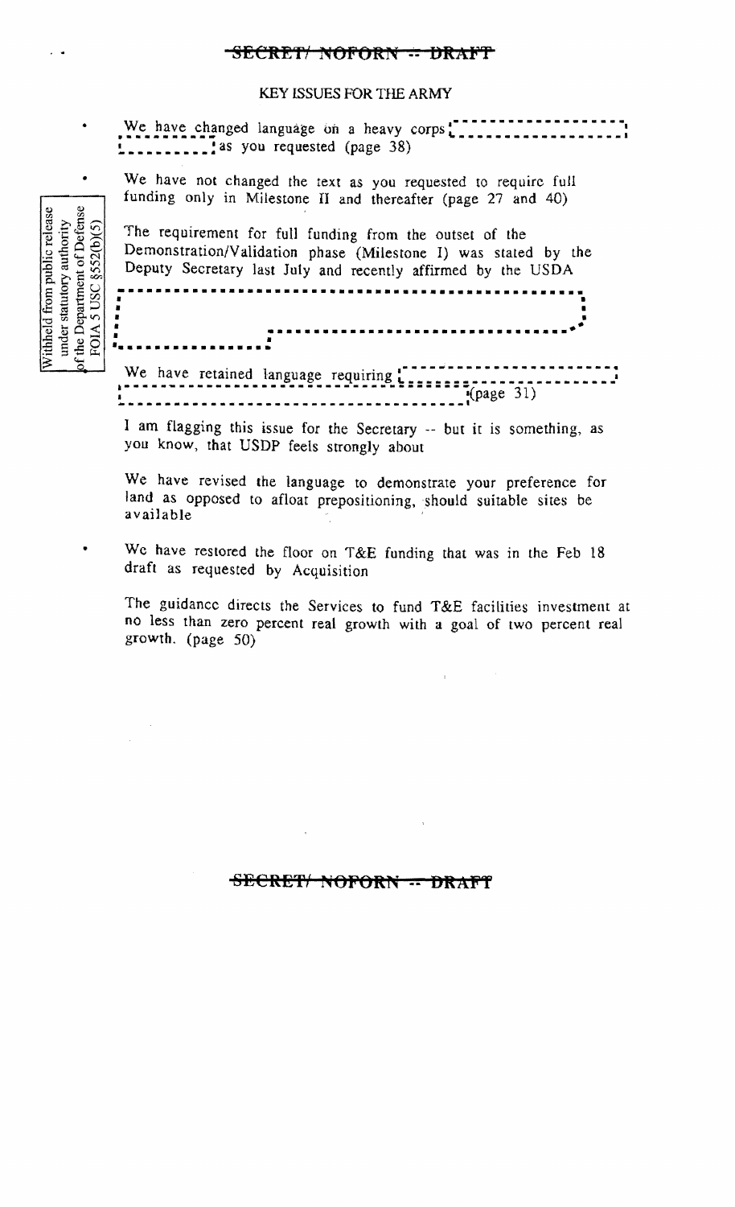~~SECRET/ NOFORN -- DRAFT~~

KEY ISSUES FOR THE ARMY

- We have changed language on a heavy corps [redacted] as you requested (page 38)

- We have not changed the text as you requested to require full funding only in Milestone II and thereafter (page 27 and 40)

  The requirement for full funding from the outset of the Demonstration/Validation phase (Milestone I) was stated by the Deputy Secretary last July and recently affirmed by the USDA

  [redacted]

  We have retained language requiring [redacted] (page 31)

  I am flagging this issue for the Secretary -- but it is something, as you know, that USDP feels strongly about

  We have revised the language to demonstrate your preference for land as opposed to afloat prepositioning, should suitable sites be available

- We have restored the floor on T&E funding that was in the Feb 18 draft as requested by Acquisition

  The guidance directs the Services to fund T&E facilities investment at no less than zero percent real growth with a goal of two percent real growth. (page 50)

Withheld from public release under statutory authority of the Department of Defense FOIA 5 USC §552(b)(5)

~~SECRET/ NOFORN -- DRAFT~~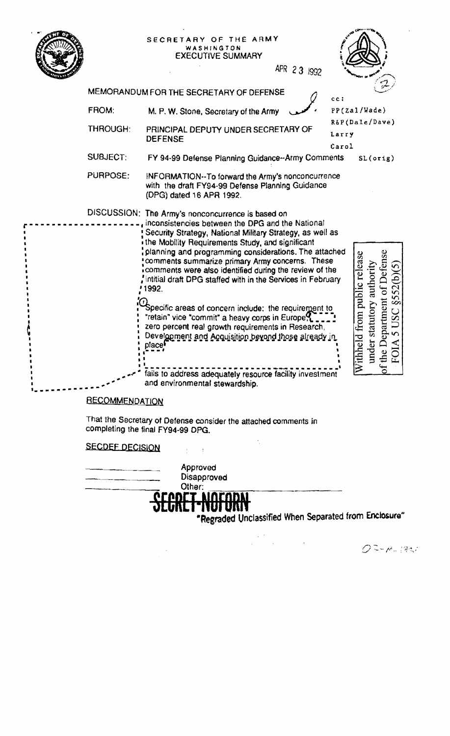SECRETARY OF THE ARMY
WASHINGTON
EXECUTIVE SUMMARY

APR 23 1992

MEMORANDUM FOR THE SECRETARY OF DEFENSE

cc:
PP(Zal/Wade)
R&P(Dale/Dave)
Larry
Carol
SL(orig)

FROM: M. P. W. Stone, Secretary of the Army

THROUGH: PRINCIPAL DEPUTY UNDER SECRETARY OF DEFENSE

SUBJECT: FY 94-99 Defense Planning Guidance--Army Comments

PURPOSE: INFORMATION--To forward the Army's nonconcurrence with the draft FY94-99 Defense Planning Guidance (DPG) dated 16 APR 1992.

DISCUSSION: The Army's nonconcurrence is based on inconsistencies between the DPG and the National Security Strategy, National Military Strategy, as well as the Mobility Requirements Study, and significant planning and programming considerations. The attached comments summarize primary Army concerns. These comments were also identified during the review of the initial draft DPG staffed with in the Services in February 1992.

Specific areas of concern include: the requirement to "retain" vice "commit" a heavy corps in Europe; zero percent real growth requirements in Research, Development and Acquisition beyond those already in place

fails to address adequately resource facility investment and environmental stewardship.

Withheld from public release under statutory authority of the Department of Defense FOIA 5 USC §552(b)(5)

RECOMMENDATION

That the Secretary of Defense consider the attached comments in completing the final FY94-99 DPG.

SECDEF DECISION

_______________ Approved
_______________ Disapproved
_______________ Other: _______________________________

SECRET-NOFORN

"Regraded Unclassified When Separated from Enclosure"